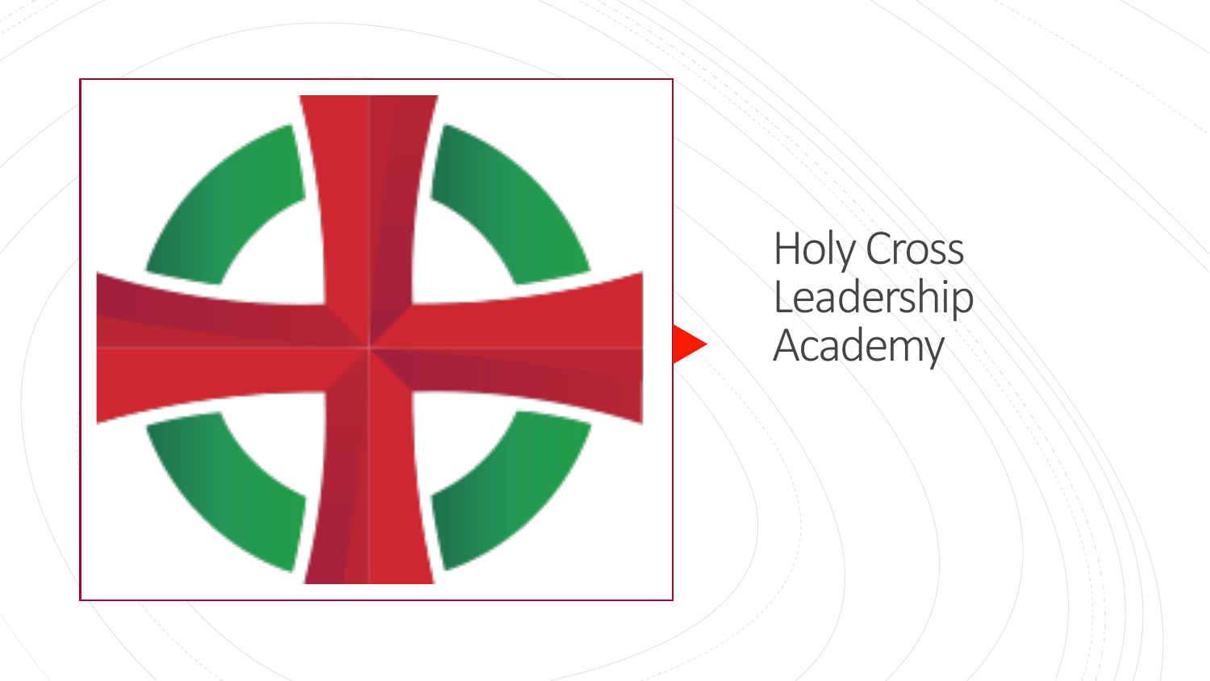# Holy Cross Leadership Academy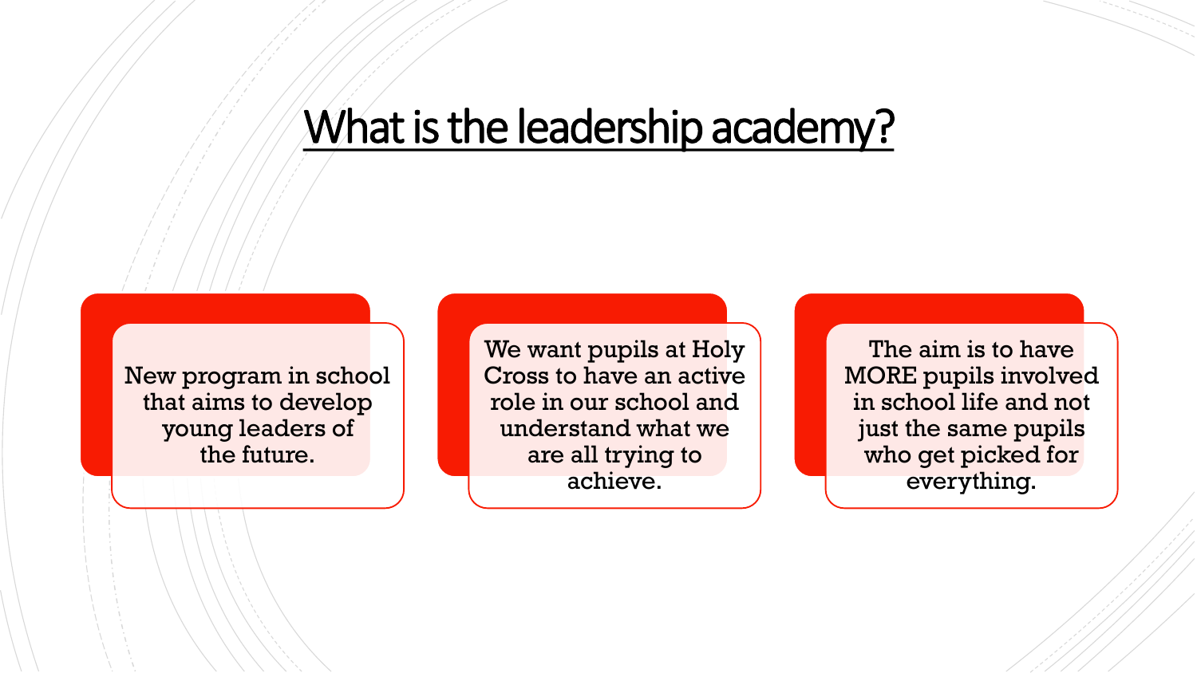# What is the leadership academy?

New program in school that aims to develop young leaders of the future.

We want pupils at Holy Cross to have an active role in our school and understand what we are all trying to achieve.

The aim is to have MORE pupils involved in school life and not just the same pupils who get picked for everything.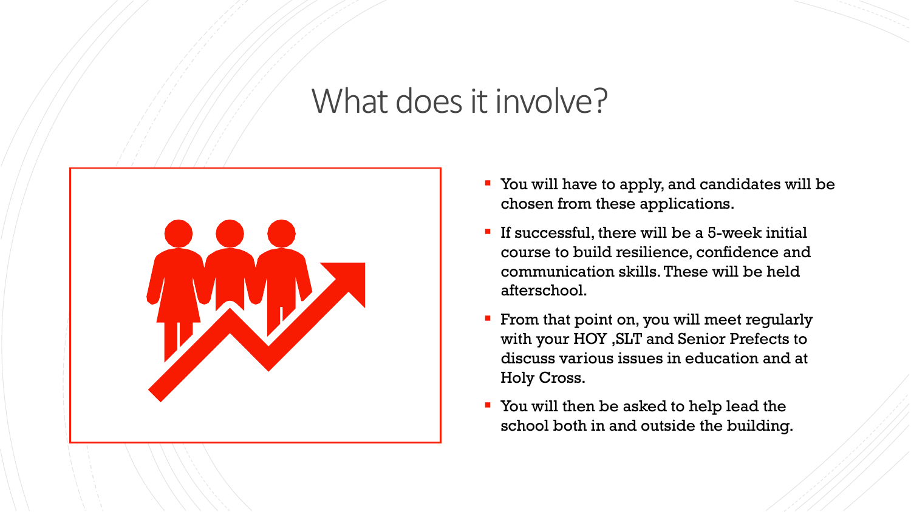# What does it involve?

- You will have to apply, and candidates will be chosen from these applications.
- If successful, there will be a 5-week initial course to build resilience, confidence and communication skills. These will be held afterschool.
- From that point on, you will meet regularly with your HOY ,SLT and Senior Prefects to discuss various issues in education and at Holy Cross.
- You will then be asked to help lead the school both in and outside the building.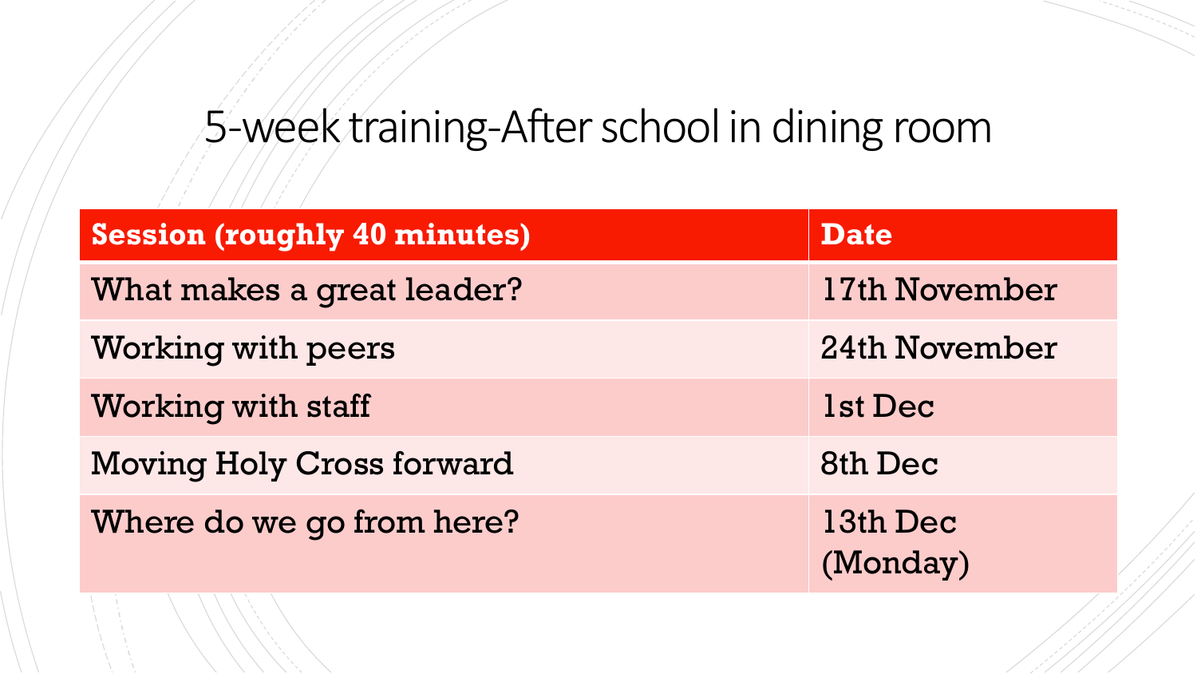# 5-week training-After school in dining room

| Session (roughly 40 minutes) | Date |
| --- | --- |
| What makes a great leader? | 17th November |
| Working with peers | 24th November |
| Working with staff | 1st Dec |
| Moving Holy Cross forward | 8th Dec |
| Where do we go from here? | 13th Dec (Monday) |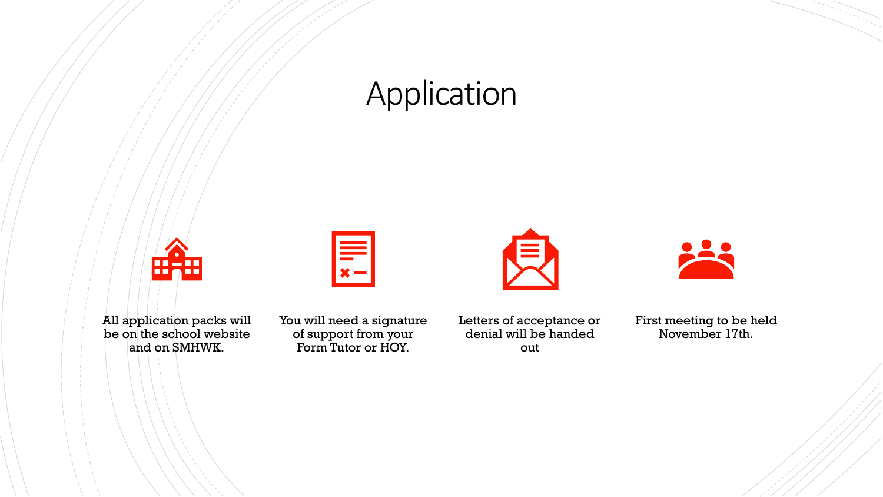# Application

- All application packs will be on the school website and on SMHWK.
- You will need a signature of support from your Form Tutor or HOY.
- Letters of acceptance or denial will be handed out
- First meeting to be held November 17th.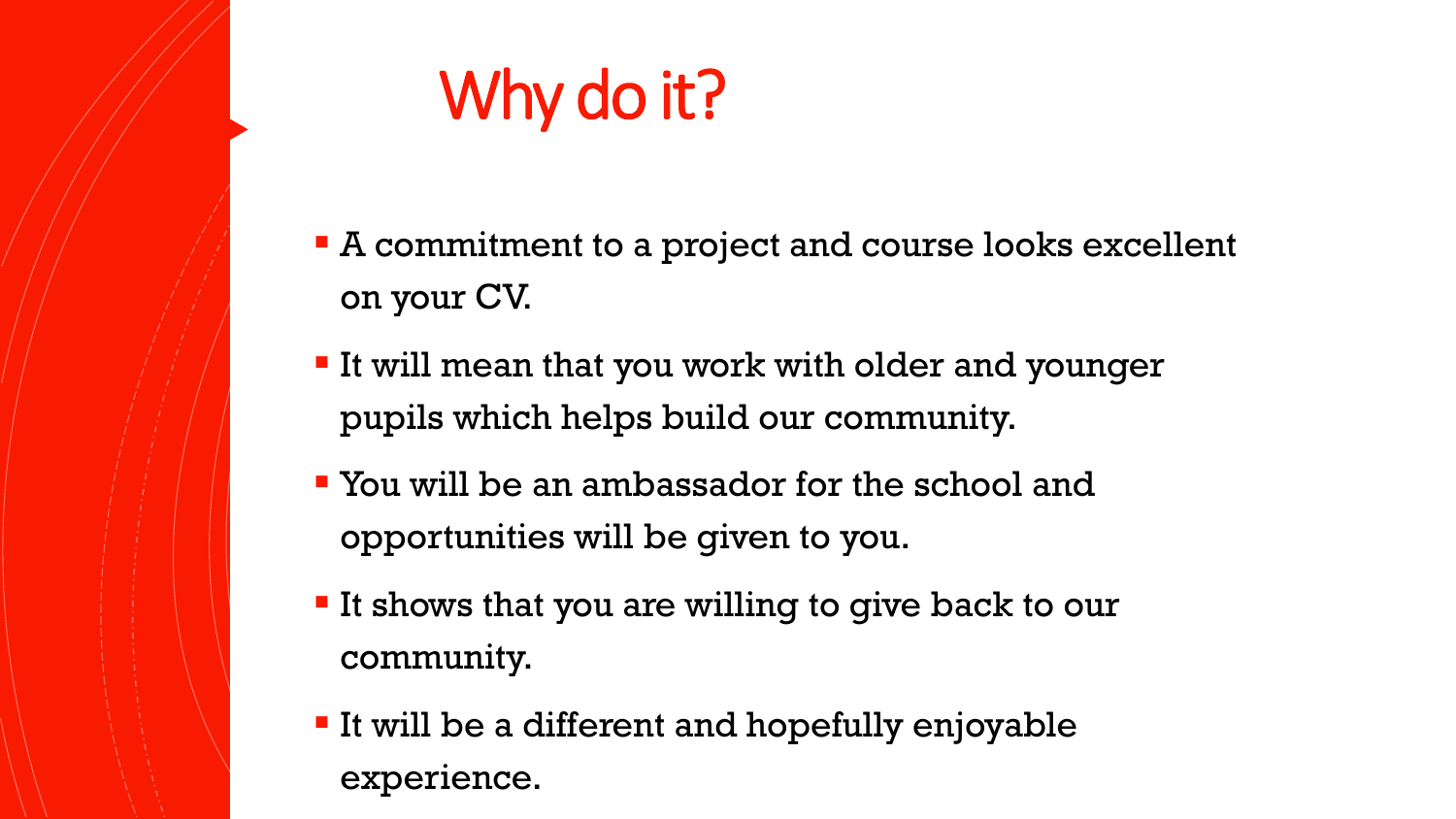# Why do it?

- A commitment to a project and course looks excellent on your CV.
- It will mean that you work with older and younger pupils which helps build our community.
- You will be an ambassador for the school and opportunities will be given to you.
- It shows that you are willing to give back to our community.
- It will be a different and hopefully enjoyable experience.